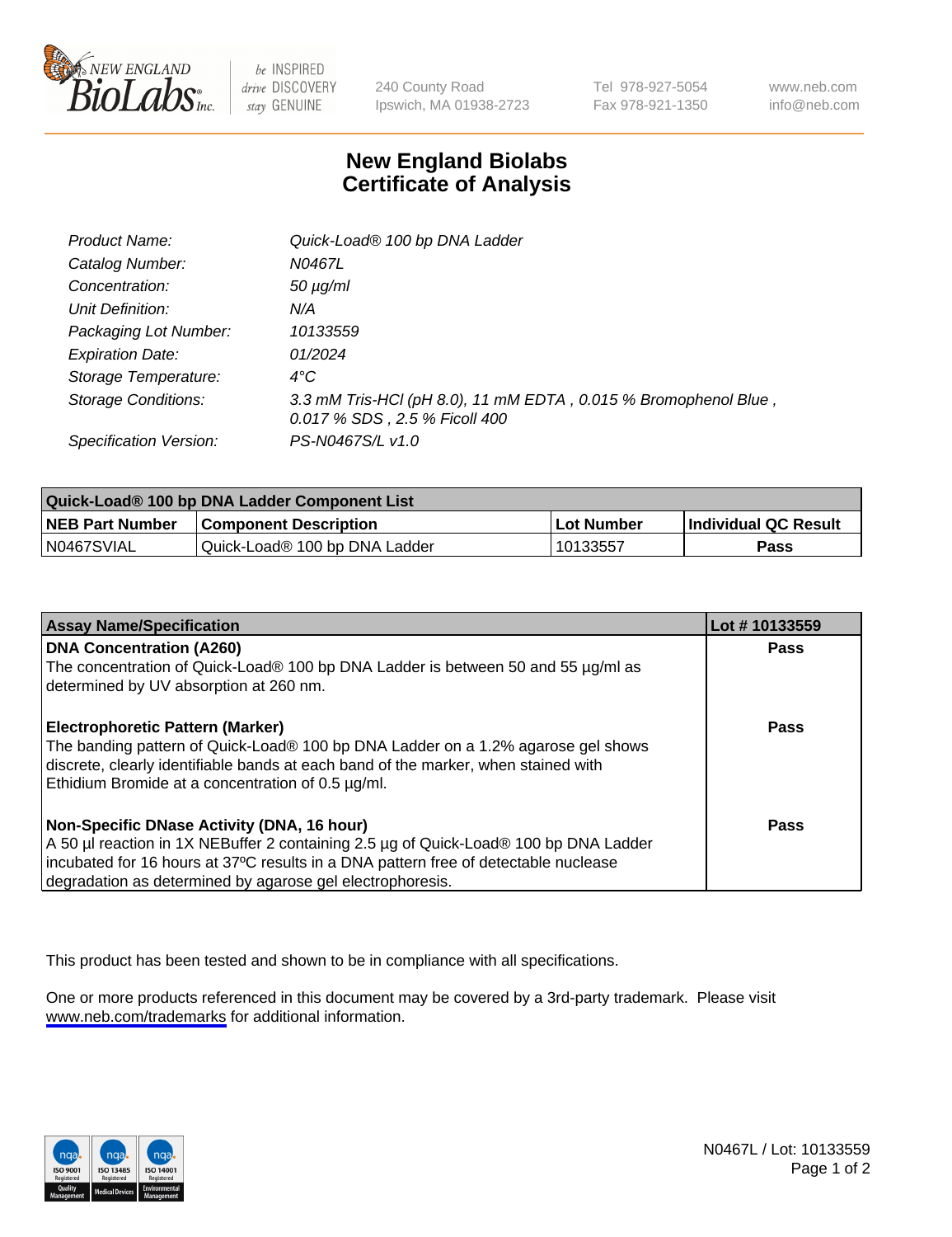New England BioLabs Inc. — be INSPIRED drive DISCOVERY stay GENUINE

240 County Road
Ipswich, MA 01938-2723

Tel 978-927-5054
Fax 978-921-1350

www.neb.com
info@neb.com

# New England Biolabs Certificate of Analysis

| | |
|---|---|
| *Product Name:* | *Quick-Load® 100 bp DNA Ladder* |
| *Catalog Number:* | *N0467L* |
| *Concentration:* | *50 µg/ml* |
| *Unit Definition:* | *N/A* |
| *Packaging Lot Number:* | *10133559* |
| *Expiration Date:* | *01/2024* |
| *Storage Temperature:* | *4°C* |
| *Storage Conditions:* | *3.3 mM Tris-HCl (pH 8.0), 11 mM EDTA , 0.015 % Bromophenol Blue , 0.017 % SDS , 2.5 % Ficoll 400* |
| *Specification Version:* | *PS-N0467S/L v1.0* |

| Quick-Load® 100 bp DNA Ladder Component List | | | |
|---|---|---|---|
| **NEB Part Number** | **Component Description** | **Lot Number** | **Individual QC Result** |
| N0467SVIAL | Quick-Load® 100 bp DNA Ladder | 10133557 | **Pass** |

| Assay Name/Specification | Lot # 10133559 |
|---|---|
| **DNA Concentration (A260)**<br>The concentration of Quick-Load® 100 bp DNA Ladder is between 50 and 55 µg/ml as determined by UV absorption at 260 nm. | **Pass** |
| **Electrophoretic Pattern (Marker)**<br>The banding pattern of Quick-Load® 100 bp DNA Ladder on a 1.2% agarose gel shows discrete, clearly identifiable bands at each band of the marker, when stained with Ethidium Bromide at a concentration of 0.5 µg/ml. | **Pass** |
| **Non-Specific DNase Activity (DNA, 16 hour)**<br>A 50 µl reaction in 1X NEBuffer 2 containing 2.5 µg of Quick-Load® 100 bp DNA Ladder incubated for 16 hours at 37ºC results in a DNA pattern free of detectable nuclease degradation as determined by agarose gel electrophoresis. | **Pass** |

This product has been tested and shown to be in compliance with all specifications.

One or more products referenced in this document may be covered by a 3rd-party trademark. Please visit www.neb.com/trademarks for additional information.

ISO 9001 Registered Quality Management | ISO 13485 Registered Medical Devices | ISO 14001 Registered Environmental Management

N0467L / Lot: 10133559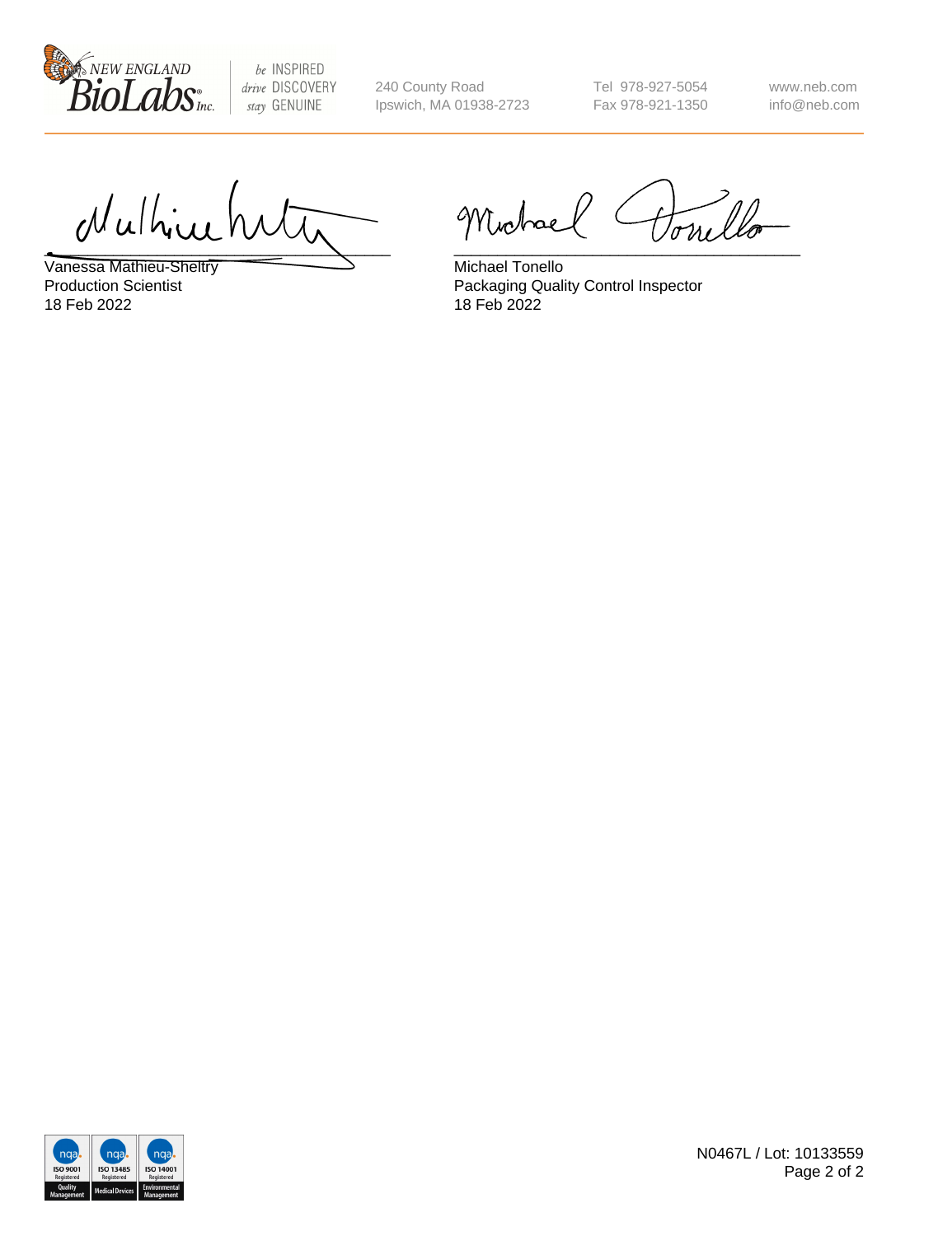240 County Road
Ipswich, MA 01938-2723

Tel 978-927-5054
Fax 978-921-1350

www.neb.com
info@neb.com

Vanessa Mathieu-Sheltry
Production Scientist
18 Feb 2022

Michael Tonello
Packaging Quality Control Inspector
18 Feb 2022

N0467L / Lot: 10133559